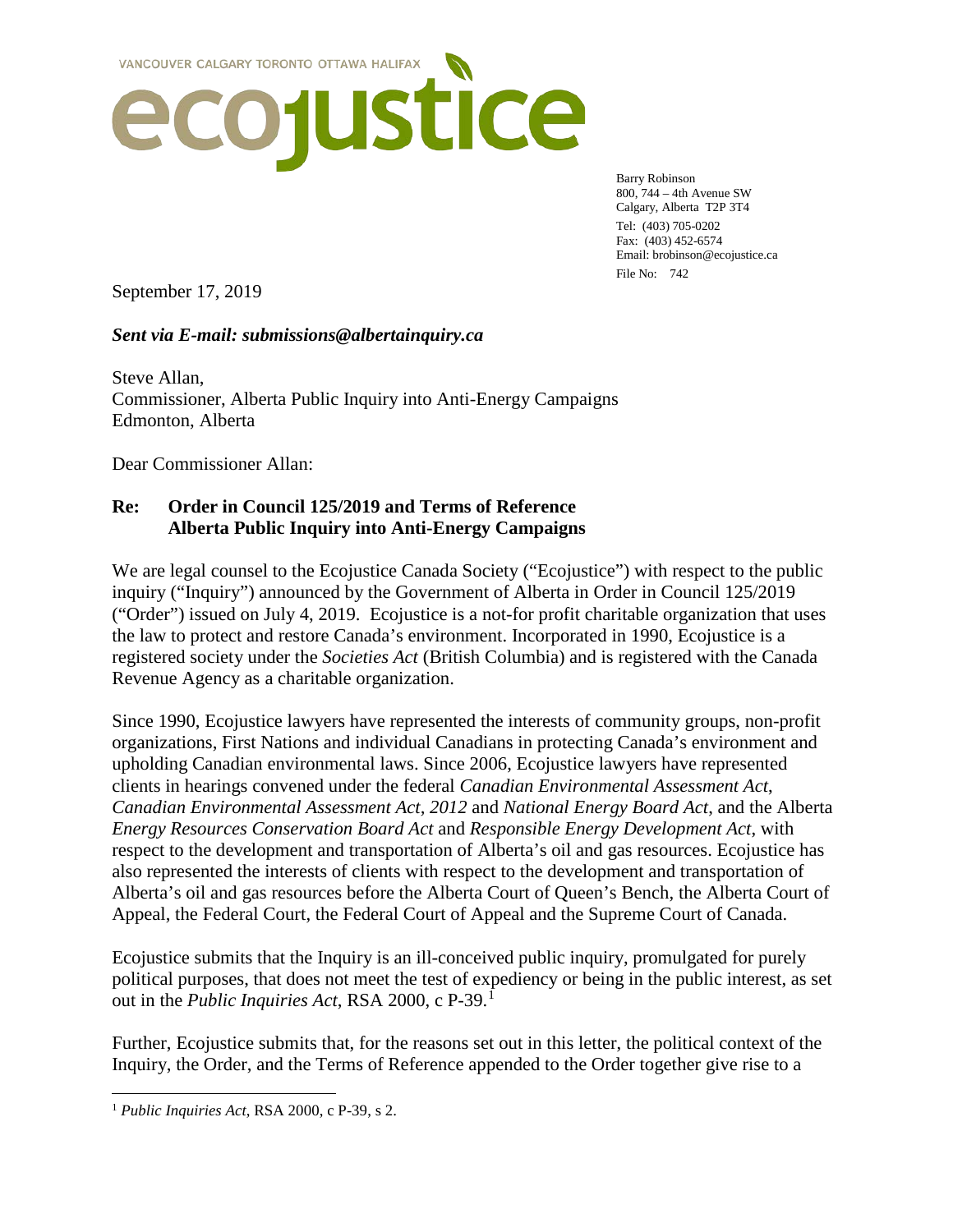VANCOUVER CALGARY TORONTO OTTAWA HALIFAX

# ecojustice

Barry Robinson
800, 744 – 4th Avenue SW
Calgary, Alberta T2P 3T4
Tel: (403) 705-0202
Fax: (403) 452-6574
Email: brobinson@ecojustice.ca
File No: 742

September 17, 2019

***Sent via E-mail: submissions@albertainquiry.ca***

Steve Allan,
Commissioner, Alberta Public Inquiry into Anti-Energy Campaigns
Edmonton, Alberta

Dear Commissioner Allan:

**Re: Order in Council 125/2019 and Terms of Reference**
**Alberta Public Inquiry into Anti-Energy Campaigns**

We are legal counsel to the Ecojustice Canada Society ("Ecojustice") with respect to the public inquiry ("Inquiry") announced by the Government of Alberta in Order in Council 125/2019 ("Order") issued on July 4, 2019. Ecojustice is a not-for profit charitable organization that uses the law to protect and restore Canada's environment. Incorporated in 1990, Ecojustice is a registered society under the *Societies Act* (British Columbia) and is registered with the Canada Revenue Agency as a charitable organization.

Since 1990, Ecojustice lawyers have represented the interests of community groups, non-profit organizations, First Nations and individual Canadians in protecting Canada's environment and upholding Canadian environmental laws. Since 2006, Ecojustice lawyers have represented clients in hearings convened under the federal *Canadian Environmental Assessment Act*, *Canadian Environmental Assessment Act, 2012* and *National Energy Board Act*, and the Alberta *Energy Resources Conservation Board Act* and *Responsible Energy Development Act*, with respect to the development and transportation of Alberta's oil and gas resources. Ecojustice has also represented the interests of clients with respect to the development and transportation of Alberta's oil and gas resources before the Alberta Court of Queen's Bench, the Alberta Court of Appeal, the Federal Court, the Federal Court of Appeal and the Supreme Court of Canada.

Ecojustice submits that the Inquiry is an ill-conceived public inquiry, promulgated for purely political purposes, that does not meet the test of expediency or being in the public interest, as set out in the *Public Inquiries Act*, RSA 2000, c P-39.[1]

Further, Ecojustice submits that, for the reasons set out in this letter, the political context of the Inquiry, the Order, and the Terms of Reference appended to the Order together give rise to a

[1] *Public Inquiries Act*, RSA 2000, c P-39, s 2.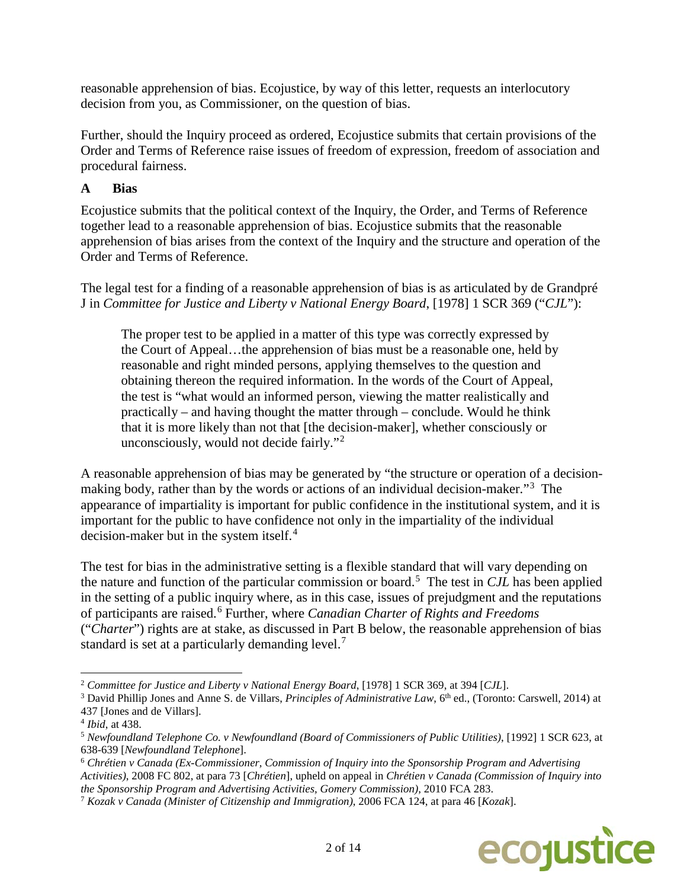reasonable apprehension of bias. Ecojustice, by way of this letter, requests an interlocutory decision from you, as Commissioner, on the question of bias.

Further, should the Inquiry proceed as ordered, Ecojustice submits that certain provisions of the Order and Terms of Reference raise issues of freedom of expression, freedom of association and procedural fairness.

## A Bias

Ecojustice submits that the political context of the Inquiry, the Order, and Terms of Reference together lead to a reasonable apprehension of bias. Ecojustice submits that the reasonable apprehension of bias arises from the context of the Inquiry and the structure and operation of the Order and Terms of Reference.

The legal test for a finding of a reasonable apprehension of bias is as articulated by de Grandpré J in *Committee for Justice and Liberty v National Energy Board*, [1978] 1 SCR 369 ("*CJL*"):

> The proper test to be applied in a matter of this type was correctly expressed by the Court of Appeal…the apprehension of bias must be a reasonable one, held by reasonable and right minded persons, applying themselves to the question and obtaining thereon the required information. In the words of the Court of Appeal, the test is "what would an informed person, viewing the matter realistically and practically – and having thought the matter through – conclude. Would he think that it is more likely than not that [the decision-maker], whether consciously or unconsciously, would not decide fairly."[2]

A reasonable apprehension of bias may be generated by "the structure or operation of a decision-making body, rather than by the words or actions of an individual decision-maker."[3] The appearance of impartiality is important for public confidence in the institutional system, and it is important for the public to have confidence not only in the impartiality of the individual decision-maker but in the system itself.[4]

The test for bias in the administrative setting is a flexible standard that will vary depending on the nature and function of the particular commission or board.[5] The test in *CJL* has been applied in the setting of a public inquiry where, as in this case, issues of prejudgment and the reputations of participants are raised.[6] Further, where *Canadian Charter of Rights and Freedoms* ("*Charter*") rights are at stake, as discussed in Part B below, the reasonable apprehension of bias standard is set at a particularly demanding level.[7]

---

[2] *Committee for Justice and Liberty v National Energy Board*, [1978] 1 SCR 369, at 394 [*CJL*].

[3] David Phillip Jones and Anne S. de Villars, *Principles of Administrative Law*, 6th ed., (Toronto: Carswell, 2014) at 437 [Jones and de Villars].

[4] *Ibid*, at 438.

[5] *Newfoundland Telephone Co. v Newfoundland (Board of Commissioners of Public Utilities)*, [1992] 1 SCR 623, at 638-639 [*Newfoundland Telephone*].

[6] *Chrétien v Canada (Ex-Commissioner, Commission of Inquiry into the Sponsorship Program and Advertising Activities)*, 2008 FC 802, at para 73 [*Chrétien*], upheld on appeal in *Chrétien v Canada (Commission of Inquiry into the Sponsorship Program and Advertising Activities, Gomery Commission)*, 2010 FCA 283.

[7] *Kozak v Canada (Minister of Citizenship and Immigration)*, 2006 FCA 124, at para 46 [*Kozak*].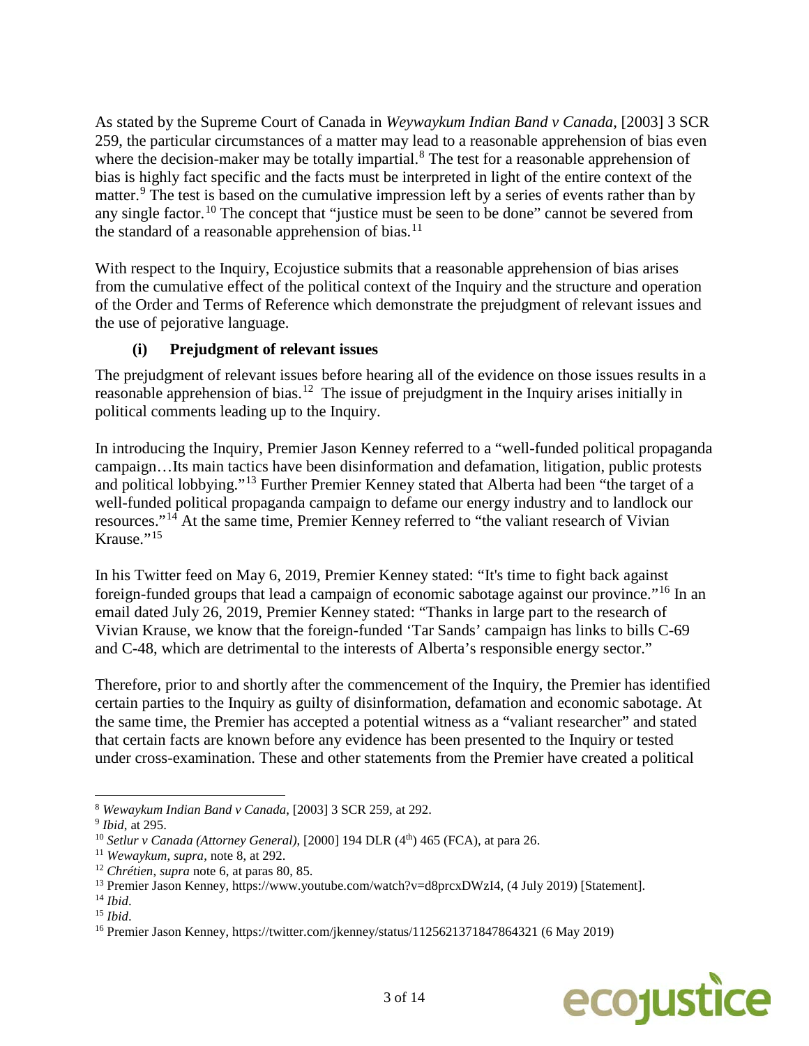As stated by the Supreme Court of Canada in *Weywaykum Indian Band v Canada*, [2003] 3 SCR 259, the particular circumstances of a matter may lead to a reasonable apprehension of bias even where the decision-maker may be totally impartial.[8] The test for a reasonable apprehension of bias is highly fact specific and the facts must be interpreted in light of the entire context of the matter.[9] The test is based on the cumulative impression left by a series of events rather than by any single factor.[10] The concept that "justice must be seen to be done" cannot be severed from the standard of a reasonable apprehension of bias.[11]

With respect to the Inquiry, Ecojustice submits that a reasonable apprehension of bias arises from the cumulative effect of the political context of the Inquiry and the structure and operation of the Order and Terms of Reference which demonstrate the prejudgment of relevant issues and the use of pejorative language.

### (i) Prejudgment of relevant issues

The prejudgment of relevant issues before hearing all of the evidence on those issues results in a reasonable apprehension of bias.[12] The issue of prejudgment in the Inquiry arises initially in political comments leading up to the Inquiry.

In introducing the Inquiry, Premier Jason Kenney referred to a "well-funded political propaganda campaign…Its main tactics have been disinformation and defamation, litigation, public protests and political lobbying."[13] Further Premier Kenney stated that Alberta had been "the target of a well-funded political propaganda campaign to defame our energy industry and to landlock our resources."[14] At the same time, Premier Kenney referred to "the valiant research of Vivian Krause."[15]

In his Twitter feed on May 6, 2019, Premier Kenney stated: "It's time to fight back against foreign-funded groups that lead a campaign of economic sabotage against our province."[16] In an email dated July 26, 2019, Premier Kenney stated: "Thanks in large part to the research of Vivian Krause, we know that the foreign-funded 'Tar Sands' campaign has links to bills C-69 and C-48, which are detrimental to the interests of Alberta's responsible energy sector."

Therefore, prior to and shortly after the commencement of the Inquiry, the Premier has identified certain parties to the Inquiry as guilty of disinformation, defamation and economic sabotage. At the same time, the Premier has accepted a potential witness as a "valiant researcher" and stated that certain facts are known before any evidence has been presented to the Inquiry or tested under cross-examination. These and other statements from the Premier have created a political

---

[8] *Wewaykum Indian Band v Canada*, [2003] 3 SCR 259, at 292.

[9] *Ibid*, at 295.

[10] *Setlur v Canada (Attorney General)*, [2000] 194 DLR (4th) 465 (FCA), at para 26.

[11] *Wewaykum*, *supra*, note 8, at 292.

[12] *Chrétien*, *supra* note 6, at paras 80, 85.

[13] Premier Jason Kenney, https://www.youtube.com/watch?v=d8prcxDWzI4, (4 July 2019) [Statement].

[14] *Ibid*.

[15] *Ibid*.

[16] Premier Jason Kenney, https://twitter.com/jkenney/status/1125621371847864321 (6 May 2019)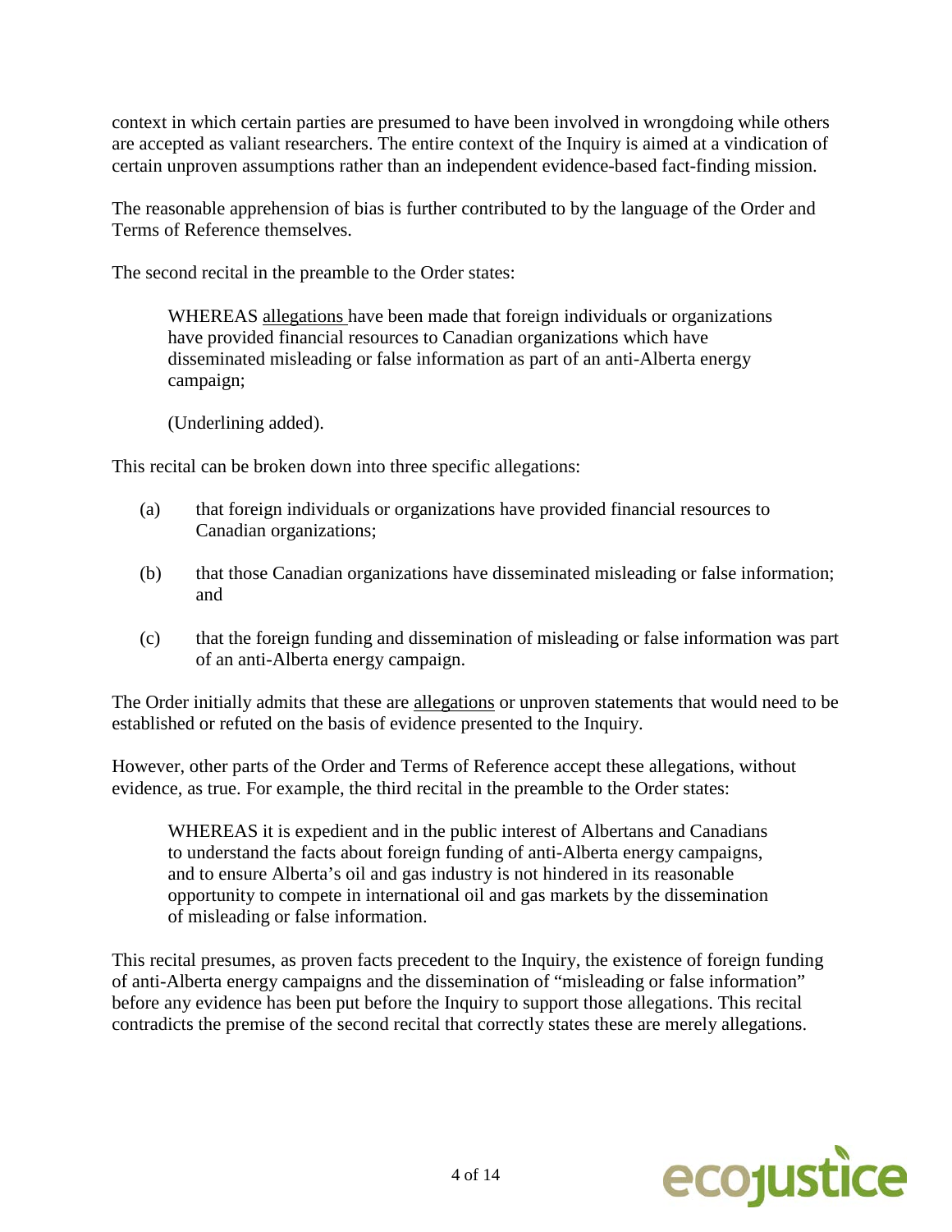context in which certain parties are presumed to have been involved in wrongdoing while others are accepted as valiant researchers. The entire context of the Inquiry is aimed at a vindication of certain unproven assumptions rather than an independent evidence-based fact-finding mission.

The reasonable apprehension of bias is further contributed to by the language of the Order and Terms of Reference themselves.

The second recital in the preamble to the Order states:

> WHEREAS <u>allegations</u> have been made that foreign individuals or organizations have provided financial resources to Canadian organizations which have disseminated misleading or false information as part of an anti-Alberta energy campaign;
>
> (Underlining added).

This recital can be broken down into three specific allegations:

(a) that foreign individuals or organizations have provided financial resources to Canadian organizations;

(b) that those Canadian organizations have disseminated misleading or false information; and

(c) that the foreign funding and dissemination of misleading or false information was part of an anti-Alberta energy campaign.

The Order initially admits that these are <u>allegations</u> or unproven statements that would need to be established or refuted on the basis of evidence presented to the Inquiry.

However, other parts of the Order and Terms of Reference accept these allegations, without evidence, as true. For example, the third recital in the preamble to the Order states:

> WHEREAS it is expedient and in the public interest of Albertans and Canadians to understand the facts about foreign funding of anti-Alberta energy campaigns, and to ensure Alberta's oil and gas industry is not hindered in its reasonable opportunity to compete in international oil and gas markets by the dissemination of misleading or false information.

This recital presumes, as proven facts precedent to the Inquiry, the existence of foreign funding of anti-Alberta energy campaigns and the dissemination of "misleading or false information" before any evidence has been put before the Inquiry to support those allegations. This recital contradicts the premise of the second recital that correctly states these are merely allegations.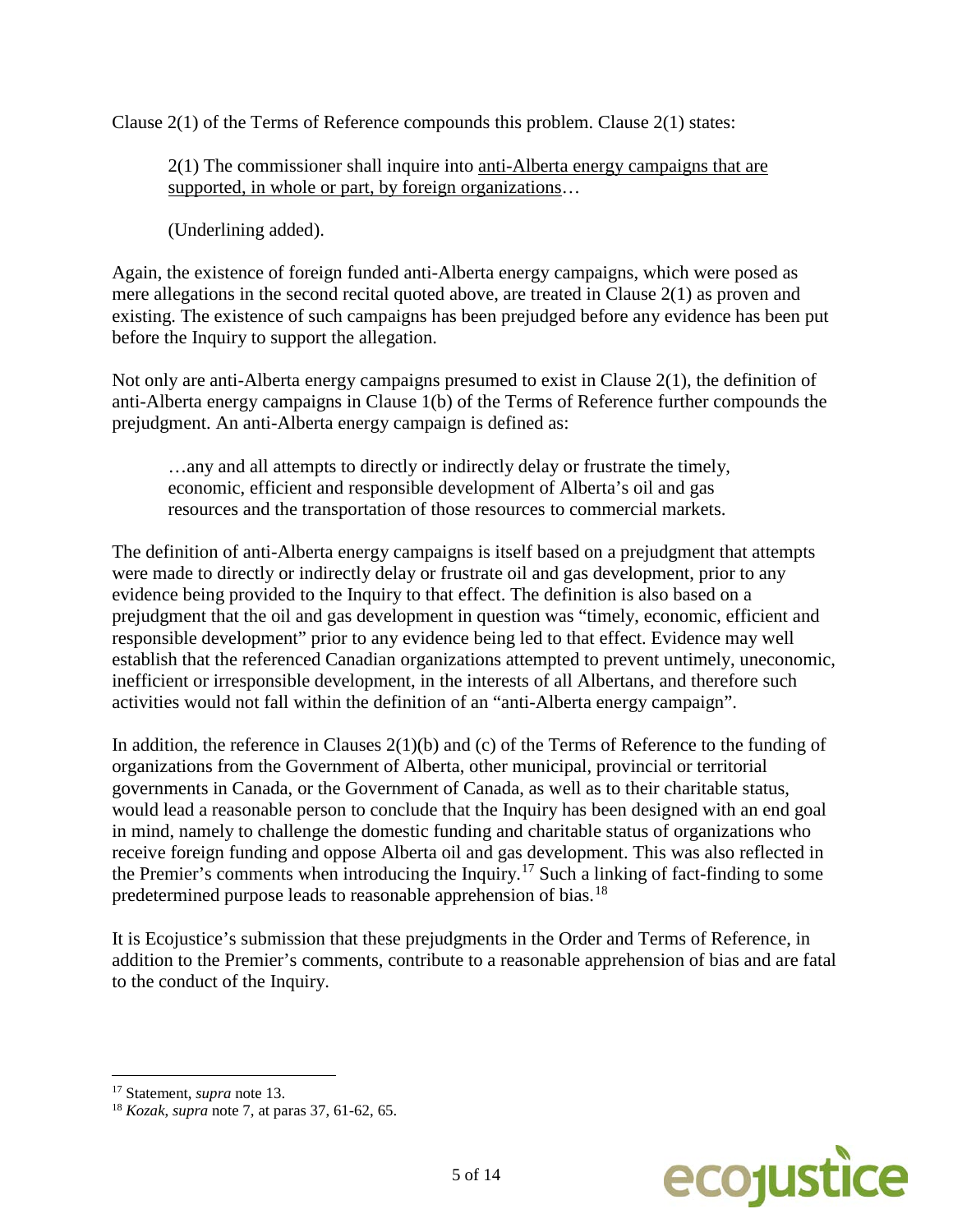Clause 2(1) of the Terms of Reference compounds this problem. Clause 2(1) states:

> 2(1) The commissioner shall inquire into <u>anti-Alberta energy campaigns that are supported, in whole or part, by foreign organizations</u>…
>
> (Underlining added).

Again, the existence of foreign funded anti-Alberta energy campaigns, which were posed as mere allegations in the second recital quoted above, are treated in Clause 2(1) as proven and existing. The existence of such campaigns has been prejudged before any evidence has been put before the Inquiry to support the allegation.

Not only are anti-Alberta energy campaigns presumed to exist in Clause 2(1), the definition of anti-Alberta energy campaigns in Clause 1(b) of the Terms of Reference further compounds the prejudgment. An anti-Alberta energy campaign is defined as:

> …any and all attempts to directly or indirectly delay or frustrate the timely, economic, efficient and responsible development of Alberta's oil and gas resources and the transportation of those resources to commercial markets.

The definition of anti-Alberta energy campaigns is itself based on a prejudgment that attempts were made to directly or indirectly delay or frustrate oil and gas development, prior to any evidence being provided to the Inquiry to that effect. The definition is also based on a prejudgment that the oil and gas development in question was "timely, economic, efficient and responsible development" prior to any evidence being led to that effect. Evidence may well establish that the referenced Canadian organizations attempted to prevent untimely, uneconomic, inefficient or irresponsible development, in the interests of all Albertans, and therefore such activities would not fall within the definition of an "anti-Alberta energy campaign".

In addition, the reference in Clauses 2(1)(b) and (c) of the Terms of Reference to the funding of organizations from the Government of Alberta, other municipal, provincial or territorial governments in Canada, or the Government of Canada, as well as to their charitable status, would lead a reasonable person to conclude that the Inquiry has been designed with an end goal in mind, namely to challenge the domestic funding and charitable status of organizations who receive foreign funding and oppose Alberta oil and gas development. This was also reflected in the Premier's comments when introducing the Inquiry.[17] Such a linking of fact-finding to some predetermined purpose leads to reasonable apprehension of bias.[18]

It is Ecojustice's submission that these prejudgments in the Order and Terms of Reference, in addition to the Premier's comments, contribute to a reasonable apprehension of bias and are fatal to the conduct of the Inquiry.

---

[17] Statement, *supra* note 13.

[18] *Kozak*, *supra* note 7, at paras 37, 61-62, 65.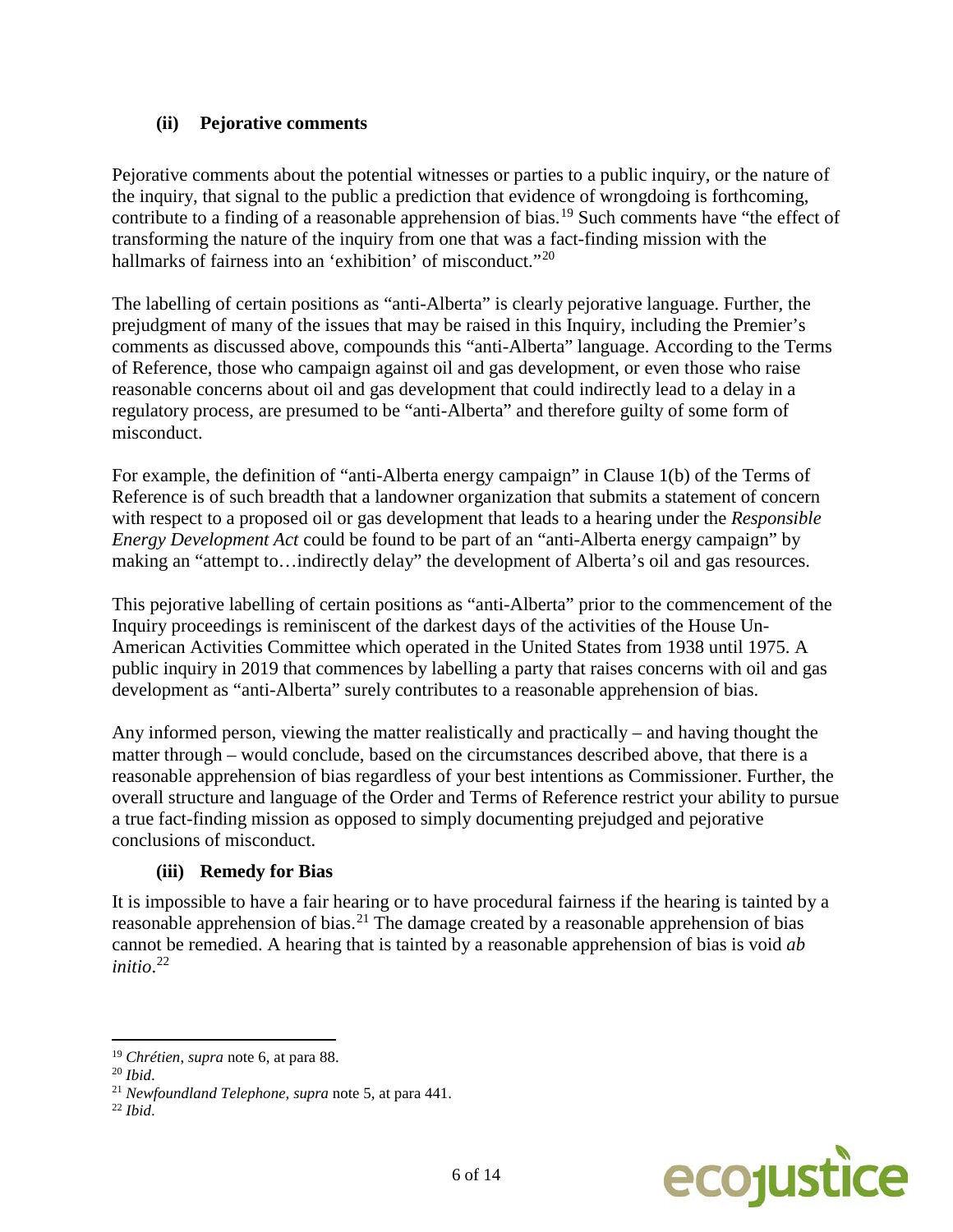### (ii) Pejorative comments

Pejorative comments about the potential witnesses or parties to a public inquiry, or the nature of the inquiry, that signal to the public a prediction that evidence of wrongdoing is forthcoming, contribute to a finding of a reasonable apprehension of bias.[19] Such comments have "the effect of transforming the nature of the inquiry from one that was a fact-finding mission with the hallmarks of fairness into an 'exhibition' of misconduct."[20]

The labelling of certain positions as "anti-Alberta" is clearly pejorative language. Further, the prejudgment of many of the issues that may be raised in this Inquiry, including the Premier's comments as discussed above, compounds this "anti-Alberta" language. According to the Terms of Reference, those who campaign against oil and gas development, or even those who raise reasonable concerns about oil and gas development that could indirectly lead to a delay in a regulatory process, are presumed to be "anti-Alberta" and therefore guilty of some form of misconduct.

For example, the definition of "anti-Alberta energy campaign" in Clause 1(b) of the Terms of Reference is of such breadth that a landowner organization that submits a statement of concern with respect to a proposed oil or gas development that leads to a hearing under the *Responsible Energy Development Act* could be found to be part of an "anti-Alberta energy campaign" by making an "attempt to…indirectly delay" the development of Alberta's oil and gas resources.

This pejorative labelling of certain positions as "anti-Alberta" prior to the commencement of the Inquiry proceedings is reminiscent of the darkest days of the activities of the House Un-American Activities Committee which operated in the United States from 1938 until 1975. A public inquiry in 2019 that commences by labelling a party that raises concerns with oil and gas development as "anti-Alberta" surely contributes to a reasonable apprehension of bias.

Any informed person, viewing the matter realistically and practically – and having thought the matter through – would conclude, based on the circumstances described above, that there is a reasonable apprehension of bias regardless of your best intentions as Commissioner. Further, the overall structure and language of the Order and Terms of Reference restrict your ability to pursue a true fact-finding mission as opposed to simply documenting prejudged and pejorative conclusions of misconduct.

### (iii) Remedy for Bias

It is impossible to have a fair hearing or to have procedural fairness if the hearing is tainted by a reasonable apprehension of bias.[21] The damage created by a reasonable apprehension of bias cannot be remedied. A hearing that is tainted by a reasonable apprehension of bias is void *ab initio*.[22]

---

[19] *Chrétien*, *supra* note 6, at para 88.

[20] *Ibid*.

[21] *Newfoundland Telephone*, *supra* note 5, at para 441.

[22] *Ibid*.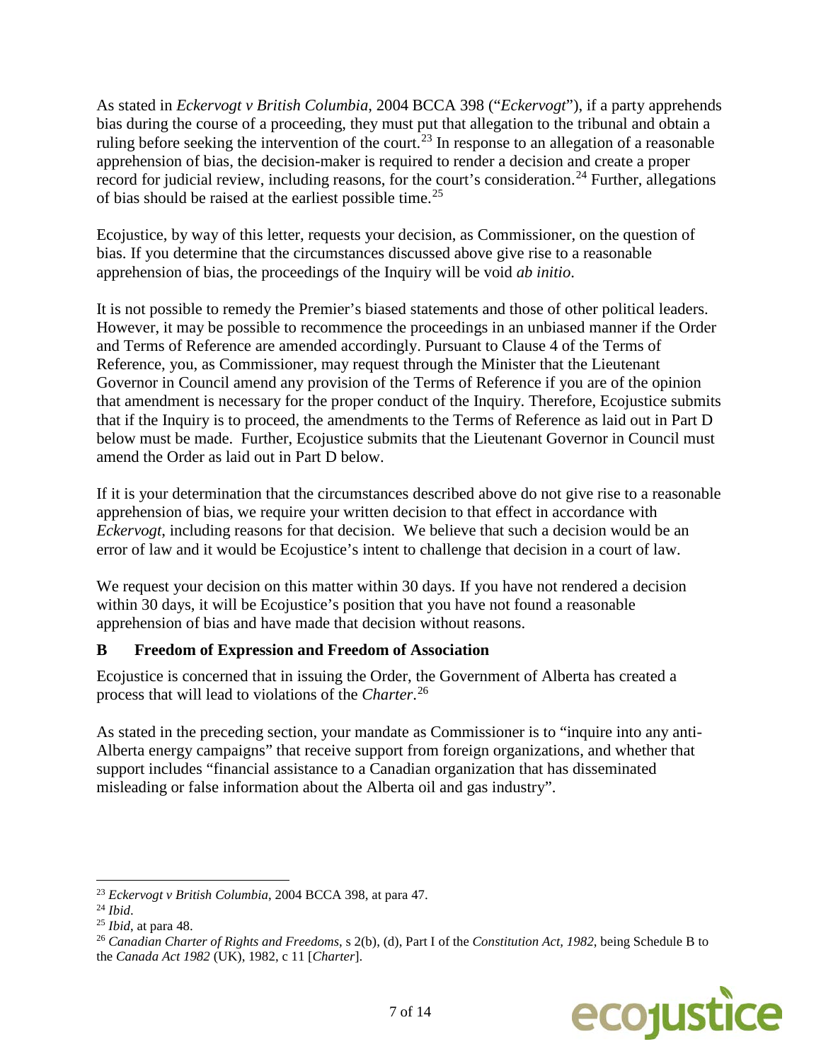As stated in *Eckervogt v British Columbia*, 2004 BCCA 398 ("*Eckervogt*"), if a party apprehends bias during the course of a proceeding, they must put that allegation to the tribunal and obtain a ruling before seeking the intervention of the court.[23] In response to an allegation of a reasonable apprehension of bias, the decision-maker is required to render a decision and create a proper record for judicial review, including reasons, for the court's consideration.[24] Further, allegations of bias should be raised at the earliest possible time.[25]

Ecojustice, by way of this letter, requests your decision, as Commissioner, on the question of bias. If you determine that the circumstances discussed above give rise to a reasonable apprehension of bias, the proceedings of the Inquiry will be void *ab initio*.

It is not possible to remedy the Premier's biased statements and those of other political leaders. However, it may be possible to recommence the proceedings in an unbiased manner if the Order and Terms of Reference are amended accordingly. Pursuant to Clause 4 of the Terms of Reference, you, as Commissioner, may request through the Minister that the Lieutenant Governor in Council amend any provision of the Terms of Reference if you are of the opinion that amendment is necessary for the proper conduct of the Inquiry. Therefore, Ecojustice submits that if the Inquiry is to proceed, the amendments to the Terms of Reference as laid out in Part D below must be made. Further, Ecojustice submits that the Lieutenant Governor in Council must amend the Order as laid out in Part D below.

If it is your determination that the circumstances described above do not give rise to a reasonable apprehension of bias, we require your written decision to that effect in accordance with *Eckervogt*, including reasons for that decision. We believe that such a decision would be an error of law and it would be Ecojustice's intent to challenge that decision in a court of law.

We request your decision on this matter within 30 days. If you have not rendered a decision within 30 days, it will be Ecojustice's position that you have not found a reasonable apprehension of bias and have made that decision without reasons.

## B Freedom of Expression and Freedom of Association

Ecojustice is concerned that in issuing the Order, the Government of Alberta has created a process that will lead to violations of the *Charter*.[26]

As stated in the preceding section, your mandate as Commissioner is to "inquire into any anti-Alberta energy campaigns" that receive support from foreign organizations, and whether that support includes "financial assistance to a Canadian organization that has disseminated misleading or false information about the Alberta oil and gas industry".

---

[23] *Eckervogt v British Columbia*, 2004 BCCA 398, at para 47.

[24] *Ibid*.

[25] *Ibid*, at para 48.

[26] *Canadian Charter of Rights and Freedoms*, s 2(b), (d), Part I of the *Constitution Act, 1982*, being Schedule B to the *Canada Act 1982* (UK), 1982, c 11 [*Charter*].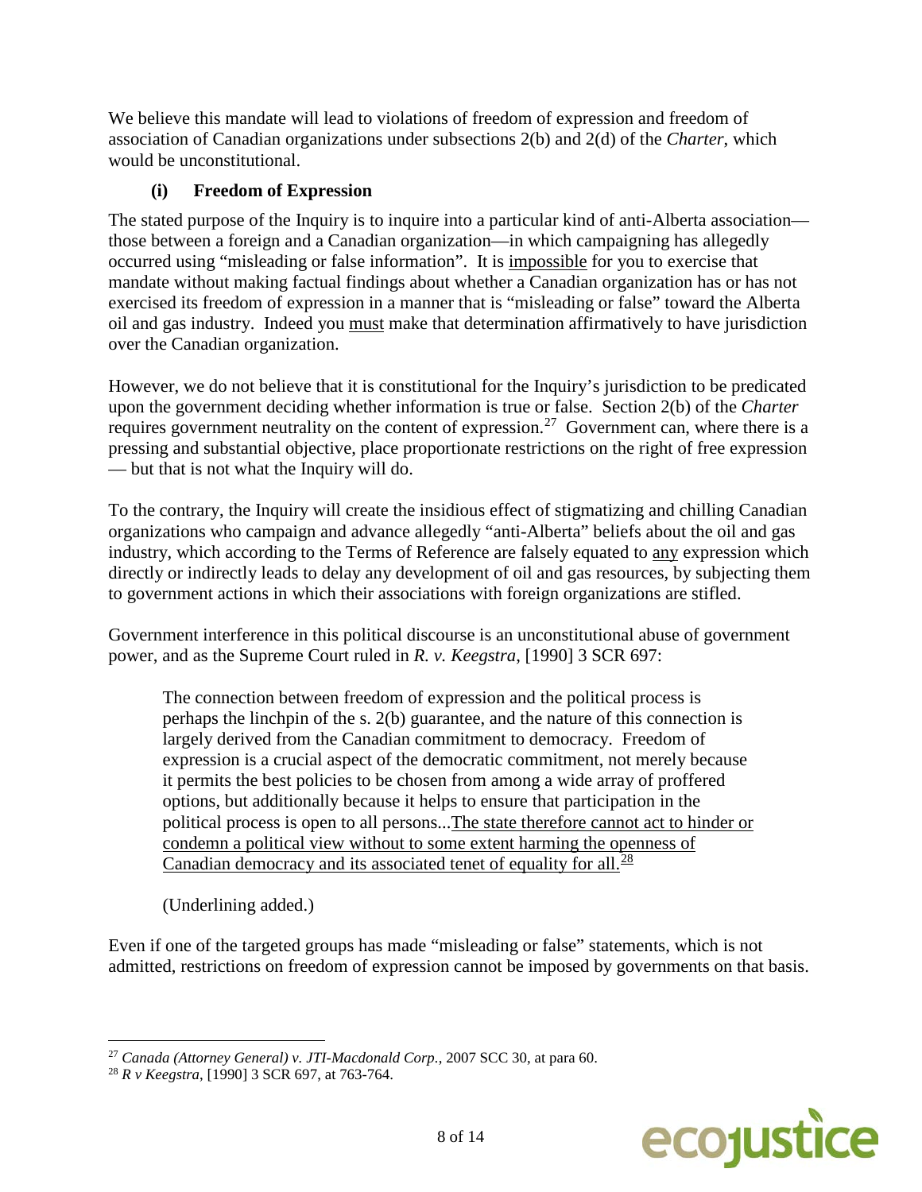We believe this mandate will lead to violations of freedom of expression and freedom of association of Canadian organizations under subsections 2(b) and 2(d) of the *Charter*, which would be unconstitutional.

### (i) Freedom of Expression

The stated purpose of the Inquiry is to inquire into a particular kind of anti-Alberta association—those between a foreign and a Canadian organization—in which campaigning has allegedly occurred using "misleading or false information". It is <u>impossible</u> for you to exercise that mandate without making factual findings about whether a Canadian organization has or has not exercised its freedom of expression in a manner that is "misleading or false" toward the Alberta oil and gas industry. Indeed you <u>must</u> make that determination affirmatively to have jurisdiction over the Canadian organization.

However, we do not believe that it is constitutional for the Inquiry's jurisdiction to be predicated upon the government deciding whether information is true or false. Section 2(b) of the *Charter* requires government neutrality on the content of expression.[27] Government can, where there is a pressing and substantial objective, place proportionate restrictions on the right of free expression — but that is not what the Inquiry will do.

To the contrary, the Inquiry will create the insidious effect of stigmatizing and chilling Canadian organizations who campaign and advance allegedly "anti-Alberta" beliefs about the oil and gas industry, which according to the Terms of Reference are falsely equated to <u>any</u> expression which directly or indirectly leads to delay any development of oil and gas resources, by subjecting them to government actions in which their associations with foreign organizations are stifled.

Government interference in this political discourse is an unconstitutional abuse of government power, and as the Supreme Court ruled in *R. v. Keegstra*, [1990] 3 SCR 697:

> The connection between freedom of expression and the political process is perhaps the linchpin of the s. 2(b) guarantee, and the nature of this connection is largely derived from the Canadian commitment to democracy. Freedom of expression is a crucial aspect of the democratic commitment, not merely because it permits the best policies to be chosen from among a wide array of proffered options, but additionally because it helps to ensure that participation in the political process is open to all persons...<u>The state therefore cannot act to hinder or condemn a political view without to some extent harming the openness of Canadian democracy and its associated tenet of equality for all.</u>[28]
>
> (Underlining added.)

Even if one of the targeted groups has made "misleading or false" statements, which is not admitted, restrictions on freedom of expression cannot be imposed by governments on that basis.

---

[27] *Canada (Attorney General) v. JTI-Macdonald Corp.*, 2007 SCC 30, at para 60.

[28] *R v Keegstra*, [1990] 3 SCR 697, at 763-764.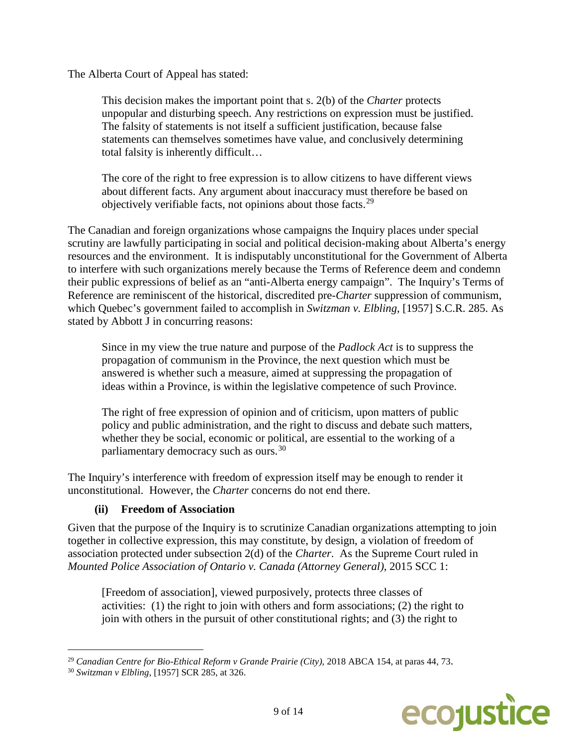The Alberta Court of Appeal has stated:

> This decision makes the important point that s. 2(b) of the *Charter* protects unpopular and disturbing speech. Any restrictions on expression must be justified. The falsity of statements is not itself a sufficient justification, because false statements can themselves sometimes have value, and conclusively determining total falsity is inherently difficult…
>
> The core of the right to free expression is to allow citizens to have different views about different facts. Any argument about inaccuracy must therefore be based on objectively verifiable facts, not opinions about those facts.[29]

The Canadian and foreign organizations whose campaigns the Inquiry places under special scrutiny are lawfully participating in social and political decision-making about Alberta's energy resources and the environment. It is indisputably unconstitutional for the Government of Alberta to interfere with such organizations merely because the Terms of Reference deem and condemn their public expressions of belief as an "anti-Alberta energy campaign". The Inquiry's Terms of Reference are reminiscent of the historical, discredited pre-*Charter* suppression of communism, which Quebec's government failed to accomplish in *Switzman v. Elbling*, [1957] S.C.R. 285. As stated by Abbott J in concurring reasons:

> Since in my view the true nature and purpose of the *Padlock Act* is to suppress the propagation of communism in the Province, the next question which must be answered is whether such a measure, aimed at suppressing the propagation of ideas within a Province, is within the legislative competence of such Province.
>
> The right of free expression of opinion and of criticism, upon matters of public policy and public administration, and the right to discuss and debate such matters, whether they be social, economic or political, are essential to the working of a parliamentary democracy such as ours.[30]

The Inquiry's interference with freedom of expression itself may be enough to render it unconstitutional. However, the *Charter* concerns do not end there.

#### (ii) Freedom of Association

Given that the purpose of the Inquiry is to scrutinize Canadian organizations attempting to join together in collective expression, this may constitute, by design, a violation of freedom of association protected under subsection 2(d) of the *Charter*. As the Supreme Court ruled in *Mounted Police Association of Ontario v. Canada (Attorney General)*, 2015 SCC 1:

> [Freedom of association], viewed purposively, protects three classes of activities: (1) the right to join with others and form associations; (2) the right to join with others in the pursuit of other constitutional rights; and (3) the right to

---

[29] *Canadian Centre for Bio-Ethical Reform v Grande Prairie (City)*, 2018 ABCA 154, at paras 44, 73.

[30] *Switzman v Elbling*, [1957] SCR 285, at 326.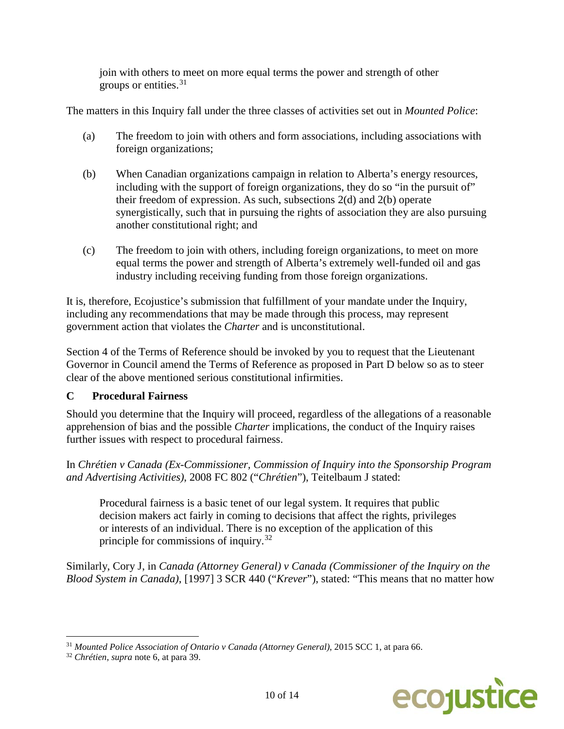> join with others to meet on more equal terms the power and strength of other groups or entities.[31]

The matters in this Inquiry fall under the three classes of activities set out in *Mounted Police*:

(a) The freedom to join with others and form associations, including associations with foreign organizations;

(b) When Canadian organizations campaign in relation to Alberta's energy resources, including with the support of foreign organizations, they do so "in the pursuit of" their freedom of expression. As such, subsections 2(d) and 2(b) operate synergistically, such that in pursuing the rights of association they are also pursuing another constitutional right; and

(c) The freedom to join with others, including foreign organizations, to meet on more equal terms the power and strength of Alberta's extremely well-funded oil and gas industry including receiving funding from those foreign organizations.

It is, therefore, Ecojustice's submission that fulfillment of your mandate under the Inquiry, including any recommendations that may be made through this process, may represent government action that violates the *Charter* and is unconstitutional.

Section 4 of the Terms of Reference should be invoked by you to request that the Lieutenant Governor in Council amend the Terms of Reference as proposed in Part D below so as to steer clear of the above mentioned serious constitutional infirmities.

## C Procedural Fairness

Should you determine that the Inquiry will proceed, regardless of the allegations of a reasonable apprehension of bias and the possible *Charter* implications, the conduct of the Inquiry raises further issues with respect to procedural fairness.

In *Chrétien v Canada (Ex-Commissioner, Commission of Inquiry into the Sponsorship Program and Advertising Activities)*, 2008 FC 802 ("*Chrétien*"), Teitelbaum J stated:

> Procedural fairness is a basic tenet of our legal system. It requires that public decision makers act fairly in coming to decisions that affect the rights, privileges or interests of an individual. There is no exception of the application of this principle for commissions of inquiry.[32]

Similarly, Cory J, in *Canada (Attorney General) v Canada (Commissioner of the Inquiry on the Blood System in Canada)*, [1997] 3 SCR 440 ("*Krever*"), stated: "This means that no matter how

---

[31] *Mounted Police Association of Ontario v Canada (Attorney General)*, 2015 SCC 1, at para 66.

[32] *Chrétien*, *supra* note 6, at para 39.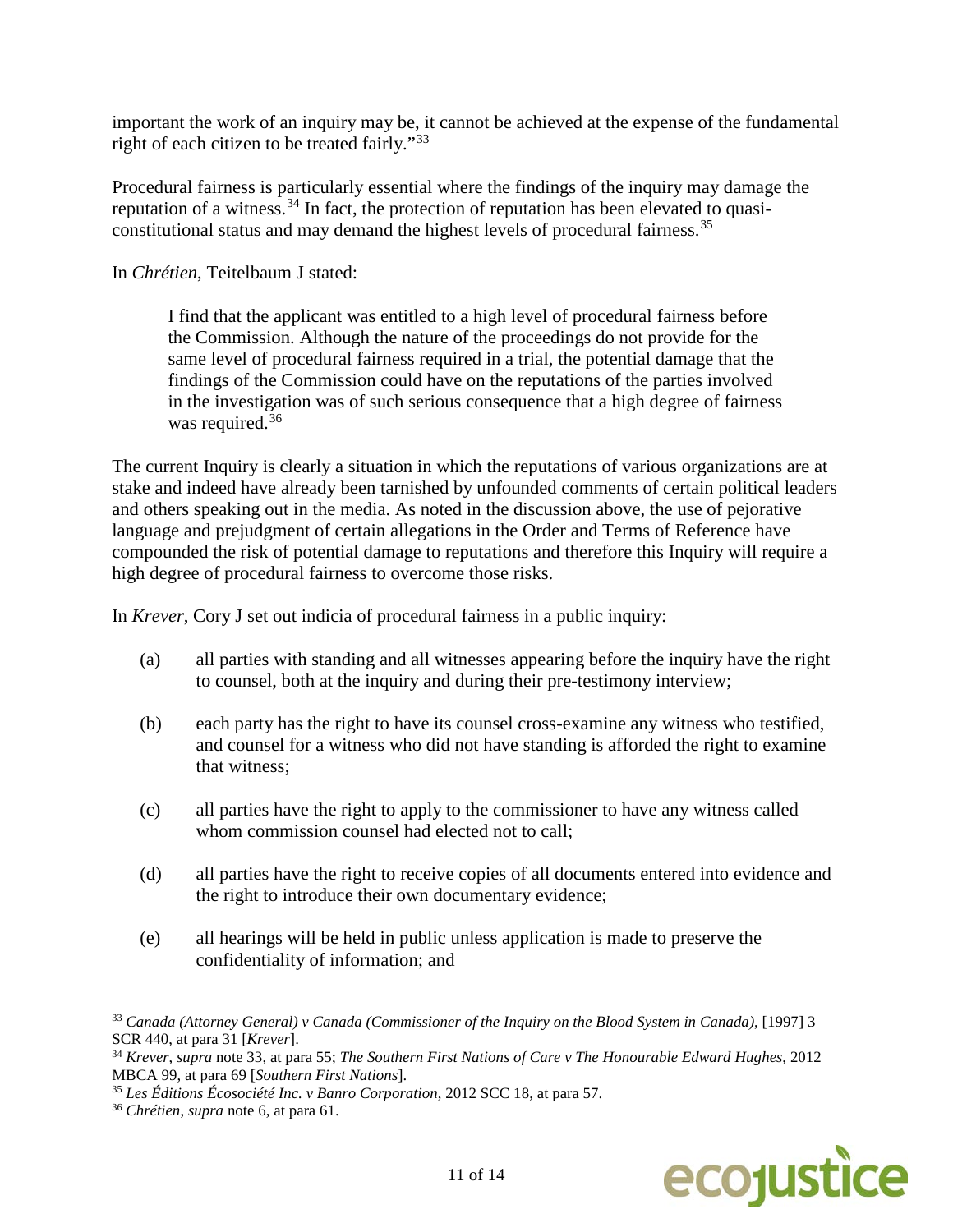important the work of an inquiry may be, it cannot be achieved at the expense of the fundamental right of each citizen to be treated fairly."[33]

Procedural fairness is particularly essential where the findings of the inquiry may damage the reputation of a witness.[34] In fact, the protection of reputation has been elevated to quasi-constitutional status and may demand the highest levels of procedural fairness.[35]

In *Chrétien*, Teitelbaum J stated:

> I find that the applicant was entitled to a high level of procedural fairness before the Commission. Although the nature of the proceedings do not provide for the same level of procedural fairness required in a trial, the potential damage that the findings of the Commission could have on the reputations of the parties involved in the investigation was of such serious consequence that a high degree of fairness was required.[36]

The current Inquiry is clearly a situation in which the reputations of various organizations are at stake and indeed have already been tarnished by unfounded comments of certain political leaders and others speaking out in the media. As noted in the discussion above, the use of pejorative language and prejudgment of certain allegations in the Order and Terms of Reference have compounded the risk of potential damage to reputations and therefore this Inquiry will require a high degree of procedural fairness to overcome those risks.

In *Krever*, Cory J set out indicia of procedural fairness in a public inquiry:

> (a) all parties with standing and all witnesses appearing before the inquiry have the right to counsel, both at the inquiry and during their pre-testimony interview;
>
> (b) each party has the right to have its counsel cross-examine any witness who testified, and counsel for a witness who did not have standing is afforded the right to examine that witness;
>
> (c) all parties have the right to apply to the commissioner to have any witness called whom commission counsel had elected not to call;
>
> (d) all parties have the right to receive copies of all documents entered into evidence and the right to introduce their own documentary evidence;
>
> (e) all hearings will be held in public unless application is made to preserve the confidentiality of information; and

---

[33] *Canada (Attorney General) v Canada (Commissioner of the Inquiry on the Blood System in Canada)*, [1997] 3 SCR 440, at para 31 [*Krever*].

[34] *Krever*, *supra* note 33, at para 55; *The Southern First Nations of Care v The Honourable Edward Hughes*, 2012 MBCA 99, at para 69 [*Southern First Nations*].

[35] *Les Éditions Écosociété Inc. v Banro Corporation*, 2012 SCC 18, at para 57.

[36] *Chrétien*, *supra* note 6, at para 61.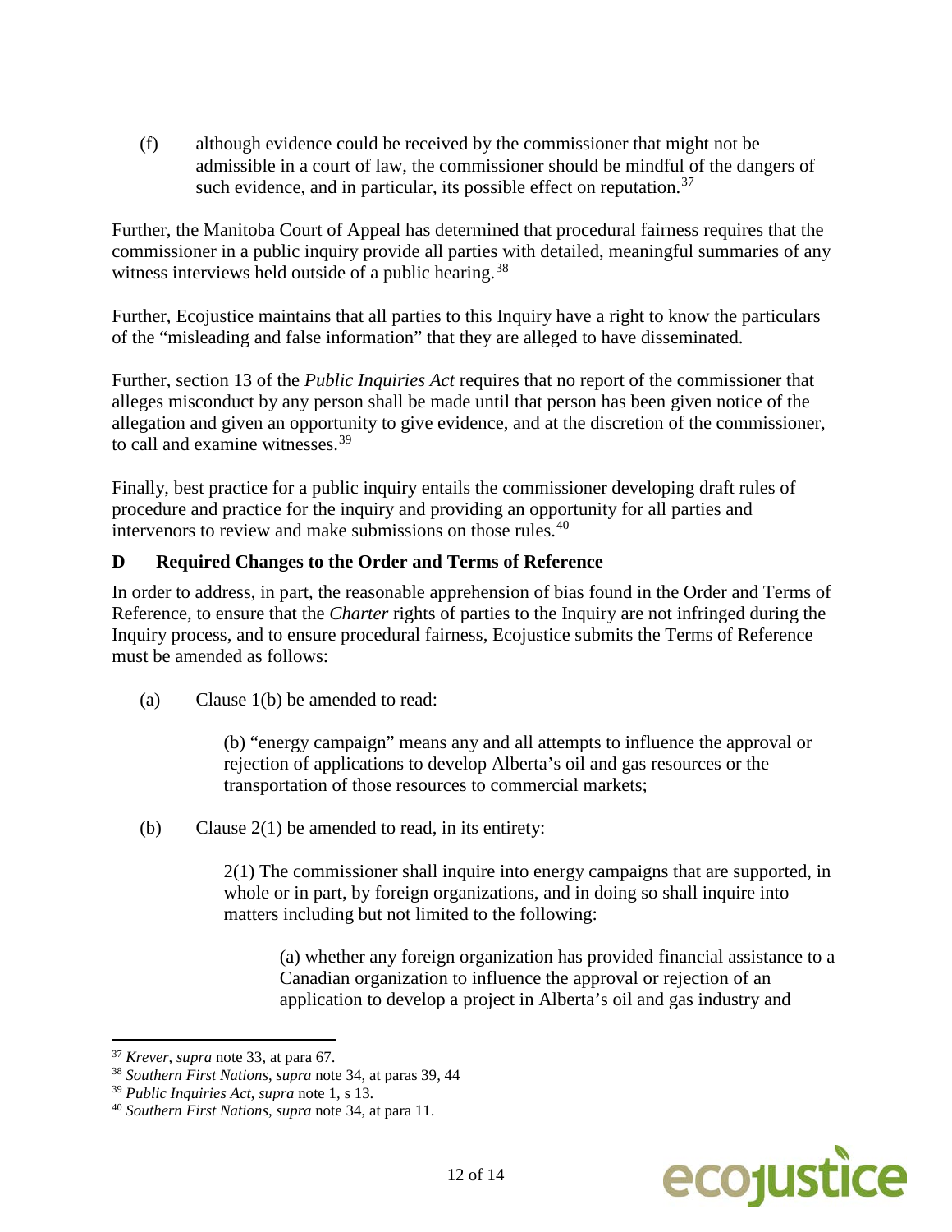(f) although evidence could be received by the commissioner that might not be admissible in a court of law, the commissioner should be mindful of the dangers of such evidence, and in particular, its possible effect on reputation.[37]

Further, the Manitoba Court of Appeal has determined that procedural fairness requires that the commissioner in a public inquiry provide all parties with detailed, meaningful summaries of any witness interviews held outside of a public hearing.[38]

Further, Ecojustice maintains that all parties to this Inquiry have a right to know the particulars of the "misleading and false information" that they are alleged to have disseminated.

Further, section 13 of the *Public Inquiries Act* requires that no report of the commissioner that alleges misconduct by any person shall be made until that person has been given notice of the allegation and given an opportunity to give evidence, and at the discretion of the commissioner, to call and examine witnesses.[39]

Finally, best practice for a public inquiry entails the commissioner developing draft rules of procedure and practice for the inquiry and providing an opportunity for all parties and intervenors to review and make submissions on those rules.[40]

## D Required Changes to the Order and Terms of Reference

In order to address, in part, the reasonable apprehension of bias found in the Order and Terms of Reference, to ensure that the *Charter* rights of parties to the Inquiry are not infringed during the Inquiry process, and to ensure procedural fairness, Ecojustice submits the Terms of Reference must be amended as follows:

(a) Clause 1(b) be amended to read:

> (b) "energy campaign" means any and all attempts to influence the approval or rejection of applications to develop Alberta's oil and gas resources or the transportation of those resources to commercial markets;

(b) Clause 2(1) be amended to read, in its entirety:

> 2(1) The commissioner shall inquire into energy campaigns that are supported, in whole or in part, by foreign organizations, and in doing so shall inquire into matters including but not limited to the following:
>
> > (a) whether any foreign organization has provided financial assistance to a Canadian organization to influence the approval or rejection of an application to develop a project in Alberta's oil and gas industry and

---

[37] *Krever*, *supra* note 33, at para 67.

[38] *Southern First Nations*, *supra* note 34, at paras 39, 44

[39] *Public Inquiries Act*, *supra* note 1, s 13.

[40] *Southern First Nations*, *supra* note 34, at para 11.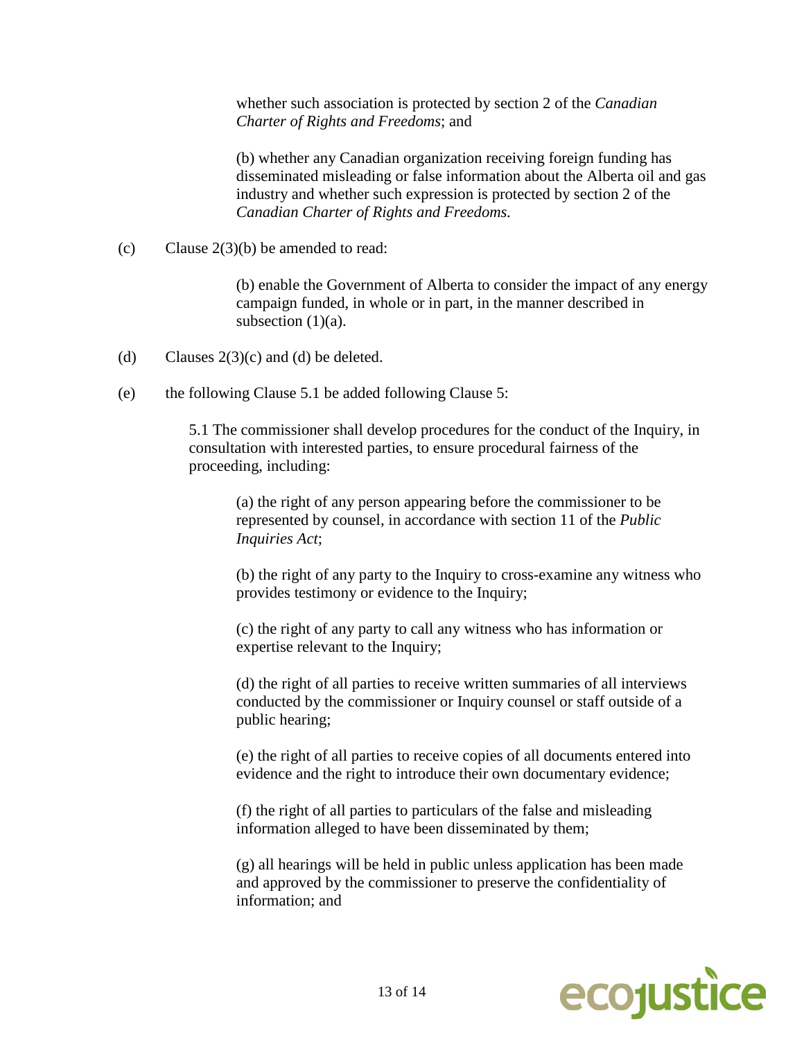whether such association is protected by section 2 of the *Canadian Charter of Rights and Freedoms*; and

(b) whether any Canadian organization receiving foreign funding has disseminated misleading or false information about the Alberta oil and gas industry and whether such expression is protected by section 2 of the *Canadian Charter of Rights and Freedoms.*

(c) Clause 2(3)(b) be amended to read:

(b) enable the Government of Alberta to consider the impact of any energy campaign funded, in whole or in part, in the manner described in subsection (1)(a).

(d) Clauses 2(3)(c) and (d) be deleted.

(e) the following Clause 5.1 be added following Clause 5:

5.1 The commissioner shall develop procedures for the conduct of the Inquiry, in consultation with interested parties, to ensure procedural fairness of the proceeding, including:

(a) the right of any person appearing before the commissioner to be represented by counsel, in accordance with section 11 of the *Public Inquiries Act*;

(b) the right of any party to the Inquiry to cross-examine any witness who provides testimony or evidence to the Inquiry;

(c) the right of any party to call any witness who has information or expertise relevant to the Inquiry;

(d) the right of all parties to receive written summaries of all interviews conducted by the commissioner or Inquiry counsel or staff outside of a public hearing;

(e) the right of all parties to receive copies of all documents entered into evidence and the right to introduce their own documentary evidence;

(f) the right of all parties to particulars of the false and misleading information alleged to have been disseminated by them;

(g) all hearings will be held in public unless application has been made and approved by the commissioner to preserve the confidentiality of information; and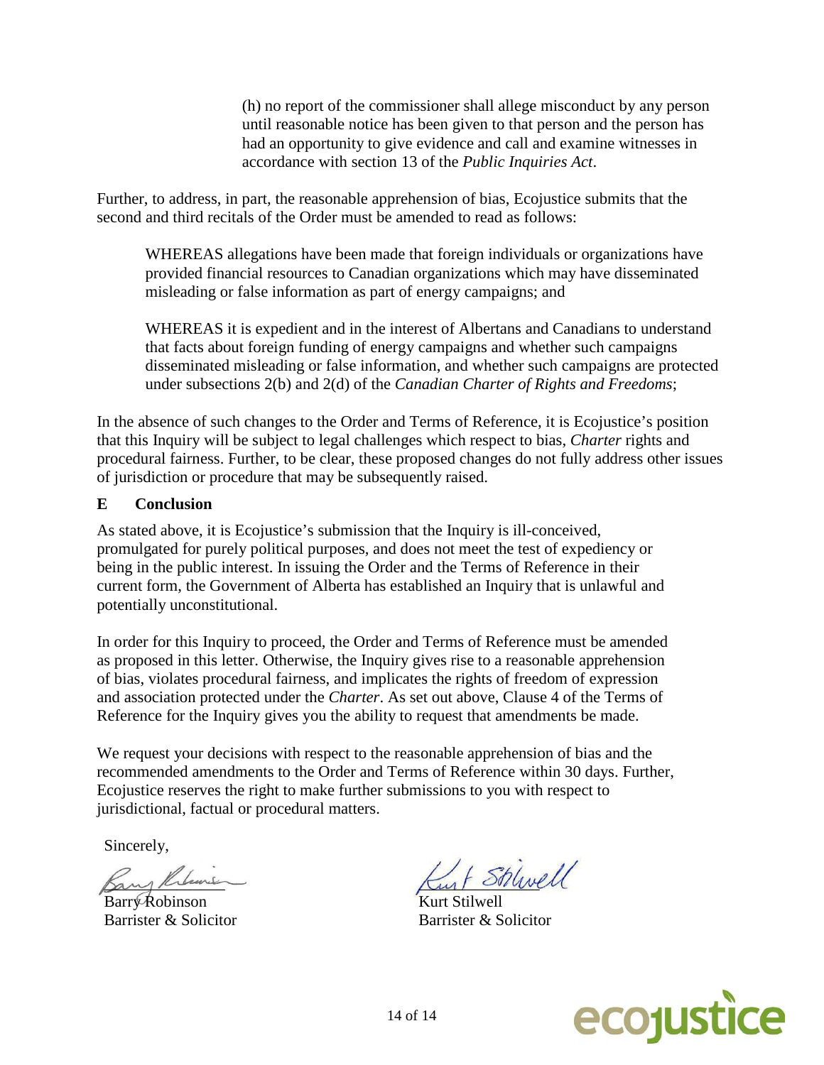> (h) no report of the commissioner shall allege misconduct by any person until reasonable notice has been given to that person and the person has had an opportunity to give evidence and call and examine witnesses in accordance with section 13 of the *Public Inquiries Act*.

Further, to address, in part, the reasonable apprehension of bias, Ecojustice submits that the second and third recitals of the Order must be amended to read as follows:

> WHEREAS allegations have been made that foreign individuals or organizations have provided financial resources to Canadian organizations which may have disseminated misleading or false information as part of energy campaigns; and
>
> WHEREAS it is expedient and in the interest of Albertans and Canadians to understand that facts about foreign funding of energy campaigns and whether such campaigns disseminated misleading or false information, and whether such campaigns are protected under subsections 2(b) and 2(d) of the *Canadian Charter of Rights and Freedoms*;

In the absence of such changes to the Order and Terms of Reference, it is Ecojustice's position that this Inquiry will be subject to legal challenges which respect to bias, *Charter* rights and procedural fairness. Further, to be clear, these proposed changes do not fully address other issues of jurisdiction or procedure that may be subsequently raised.

## E Conclusion

As stated above, it is Ecojustice's submission that the Inquiry is ill-conceived, promulgated for purely political purposes, and does not meet the test of expediency or being in the public interest. In issuing the Order and the Terms of Reference in their current form, the Government of Alberta has established an Inquiry that is unlawful and potentially unconstitutional.

In order for this Inquiry to proceed, the Order and Terms of Reference must be amended as proposed in this letter. Otherwise, the Inquiry gives rise to a reasonable apprehension of bias, violates procedural fairness, and implicates the rights of freedom of expression and association protected under the *Charter*. As set out above, Clause 4 of the Terms of Reference for the Inquiry gives you the ability to request that amendments be made.

We request your decisions with respect to the reasonable apprehension of bias and the recommended amendments to the Order and Terms of Reference within 30 days. Further, Ecojustice reserves the right to make further submissions to you with respect to jurisdictional, factual or procedural matters.

Sincerely,

Barry Robinson
Barrister & Solicitor

Kurt Stilwell
Barrister & Solicitor

ecojustice